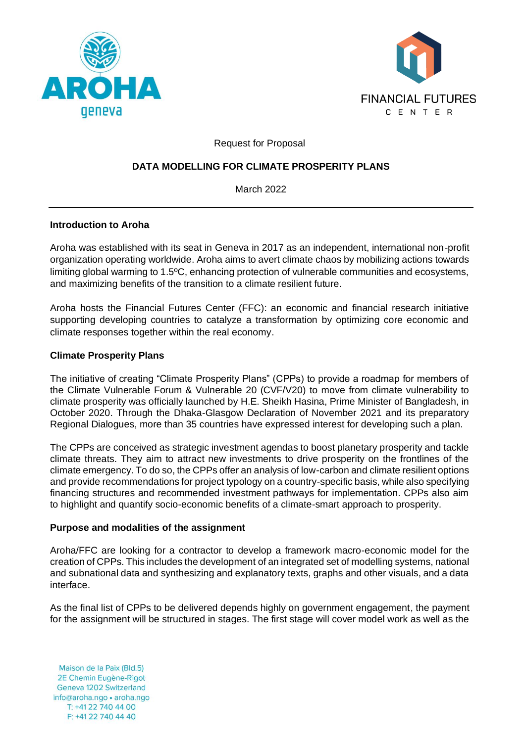Request for Proposal

**DATA MODELLING FOR CLIMATE PROSPERITY PLANS**

March 2022

---

**Introduction to Aroha**

Aroha was established with its seat in Geneva in 2017 as an independent, international non-profit organization operating worldwide. Aroha aims to avert climate chaos by mobilizing actions towards limiting global warming to 1.5ºC, enhancing protection of vulnerable communities and ecosystems, and maximizing benefits of the transition to a climate resilient future.

Aroha hosts the Financial Futures Center (FFC): an economic and financial research initiative supporting developing countries to catalyze a transformation by optimizing core economic and climate responses together within the real economy.

**Climate Prosperity Plans**

The initiative of creating "Climate Prosperity Plans" (CPPs) to provide a roadmap for members of the Climate Vulnerable Forum & Vulnerable 20 (CVF/V20) to move from climate vulnerability to climate prosperity was officially launched by H.E. Sheikh Hasina, Prime Minister of Bangladesh, in October 2020. Through the Dhaka-Glasgow Declaration of November 2021 and its preparatory Regional Dialogues, more than 35 countries have expressed interest for developing such a plan.

The CPPs are conceived as strategic investment agendas to boost planetary prosperity and tackle climate threats. They aim to attract new investments to drive prosperity on the frontlines of the climate emergency. To do so, the CPPs offer an analysis of low-carbon and climate resilient options and provide recommendations for project typology on a country-specific basis, while also specifying financing structures and recommended investment pathways for implementation. CPPs also aim to highlight and quantify socio-economic benefits of a climate-smart approach to prosperity.

**Purpose and modalities of the assignment**

Aroha/FFC are looking for a contractor to develop a framework macro-economic model for the creation of CPPs. This includes the development of an integrated set of modelling systems, national and subnational data and synthesizing and explanatory texts, graphs and other visuals, and a data interface.

As the final list of CPPs to be delivered depends highly on government engagement, the payment for the assignment will be structured in stages. The first stage will cover model work as well as the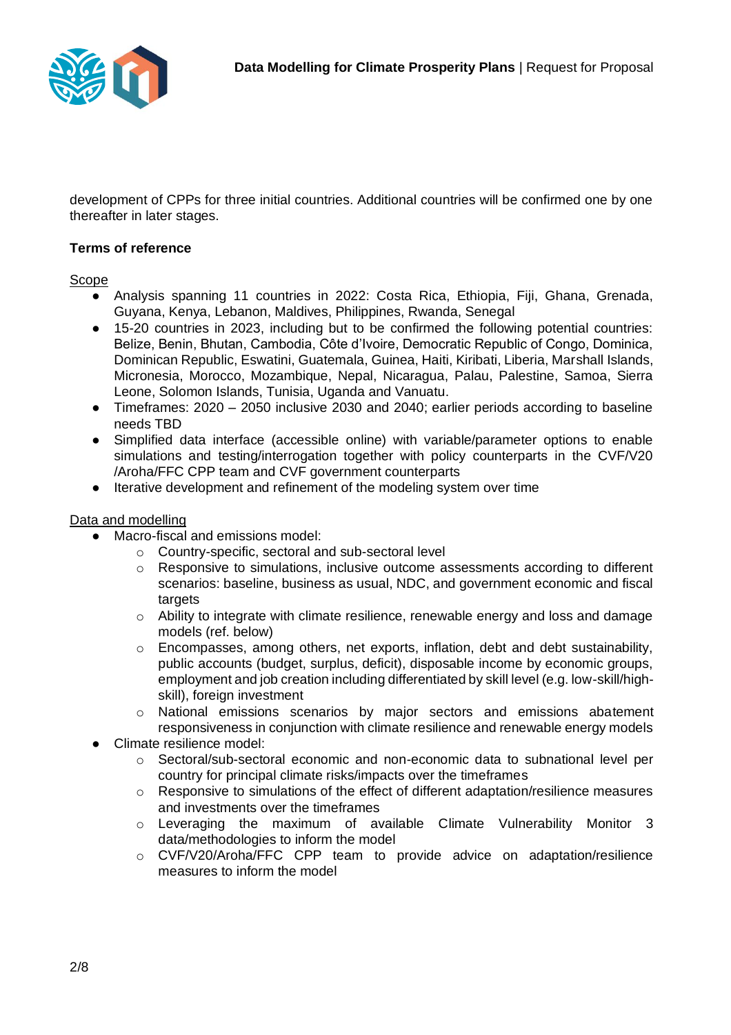development of CPPs for three initial countries. Additional countries will be confirmed one by one thereafter in later stages.

**Terms of reference**

Scope

- Analysis spanning 11 countries in 2022: Costa Rica, Ethiopia, Fiji, Ghana, Grenada, Guyana, Kenya, Lebanon, Maldives, Philippines, Rwanda, Senegal
- 15-20 countries in 2023, including but to be confirmed the following potential countries: Belize, Benin, Bhutan, Cambodia, Côte d'Ivoire, Democratic Republic of Congo, Dominica, Dominican Republic, Eswatini, Guatemala, Guinea, Haiti, Kiribati, Liberia, Marshall Islands, Micronesia, Morocco, Mozambique, Nepal, Nicaragua, Palau, Palestine, Samoa, Sierra Leone, Solomon Islands, Tunisia, Uganda and Vanuatu.
- Timeframes: 2020 – 2050 inclusive 2030 and 2040; earlier periods according to baseline needs TBD
- Simplified data interface (accessible online) with variable/parameter options to enable simulations and testing/interrogation together with policy counterparts in the CVF/V20 /Aroha/FFC CPP team and CVF government counterparts
- Iterative development and refinement of the modeling system over time

Data and modelling

- Macro-fiscal and emissions model:
    - Country-specific, sectoral and sub-sectoral level
    - Responsive to simulations, inclusive outcome assessments according to different scenarios: baseline, business as usual, NDC, and government economic and fiscal targets
    - Ability to integrate with climate resilience, renewable energy and loss and damage models (ref. below)
    - Encompasses, among others, net exports, inflation, debt and debt sustainability, public accounts (budget, surplus, deficit), disposable income by economic groups, employment and job creation including differentiated by skill level (e.g. low-skill/high-skill), foreign investment
    - National emissions scenarios by major sectors and emissions abatement responsiveness in conjunction with climate resilience and renewable energy models
- Climate resilience model:
    - Sectoral/sub-sectoral economic and non-economic data to subnational level per country for principal climate risks/impacts over the timeframes
    - Responsive to simulations of the effect of different adaptation/resilience measures and investments over the timeframes
    - Leveraging the maximum of available Climate Vulnerability Monitor 3 data/methodologies to inform the model
    - CVF/V20/Aroha/FFC CPP team to provide advice on adaptation/resilience measures to inform the model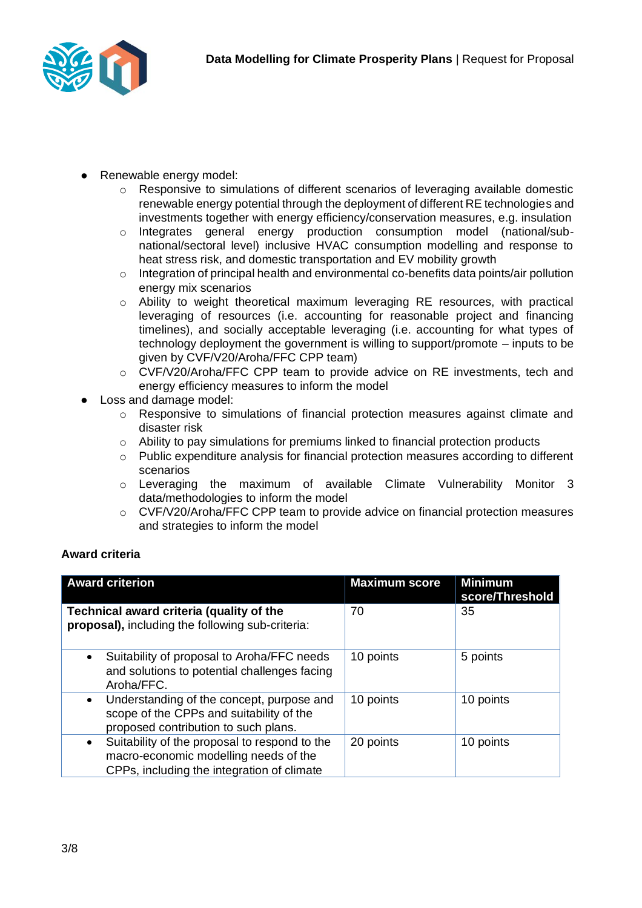- Renewable energy model:
  - Responsive to simulations of different scenarios of leveraging available domestic renewable energy potential through the deployment of different RE technologies and investments together with energy efficiency/conservation measures, e.g. insulation
  - Integrates general energy production consumption model (national/sub-national/sectoral level) inclusive HVAC consumption modelling and response to heat stress risk, and domestic transportation and EV mobility growth
  - Integration of principal health and environmental co-benefits data points/air pollution energy mix scenarios
  - Ability to weight theoretical maximum leveraging RE resources, with practical leveraging of resources (i.e. accounting for reasonable project and financing timelines), and socially acceptable leveraging (i.e. accounting for what types of technology deployment the government is willing to support/promote – inputs to be given by CVF/V20/Aroha/FFC CPP team)
  - CVF/V20/Aroha/FFC CPP team to provide advice on RE investments, tech and energy efficiency measures to inform the model
- Loss and damage model:
  - Responsive to simulations of financial protection measures against climate and disaster risk
  - Ability to pay simulations for premiums linked to financial protection products
  - Public expenditure analysis for financial protection measures according to different scenarios
  - Leveraging the maximum of available Climate Vulnerability Monitor 3 data/methodologies to inform the model
  - CVF/V20/Aroha/FFC CPP team to provide advice on financial protection measures and strategies to inform the model

**Award criteria**

| Award criterion | Maximum score | Minimum score/Threshold |
|---|---|---|
| **Technical award criteria (quality of the proposal),** including the following sub-criteria: | 70 | 35 |
| • Suitability of proposal to Aroha/FFC needs and solutions to potential challenges facing Aroha/FFC. | 10 points | 5 points |
| • Understanding of the concept, purpose and scope of the CPPs and suitability of the proposed contribution to such plans. | 10 points | 10 points |
| • Suitability of the proposal to respond to the macro-economic modelling needs of the CPPs, including the integration of climate | 20 points | 10 points |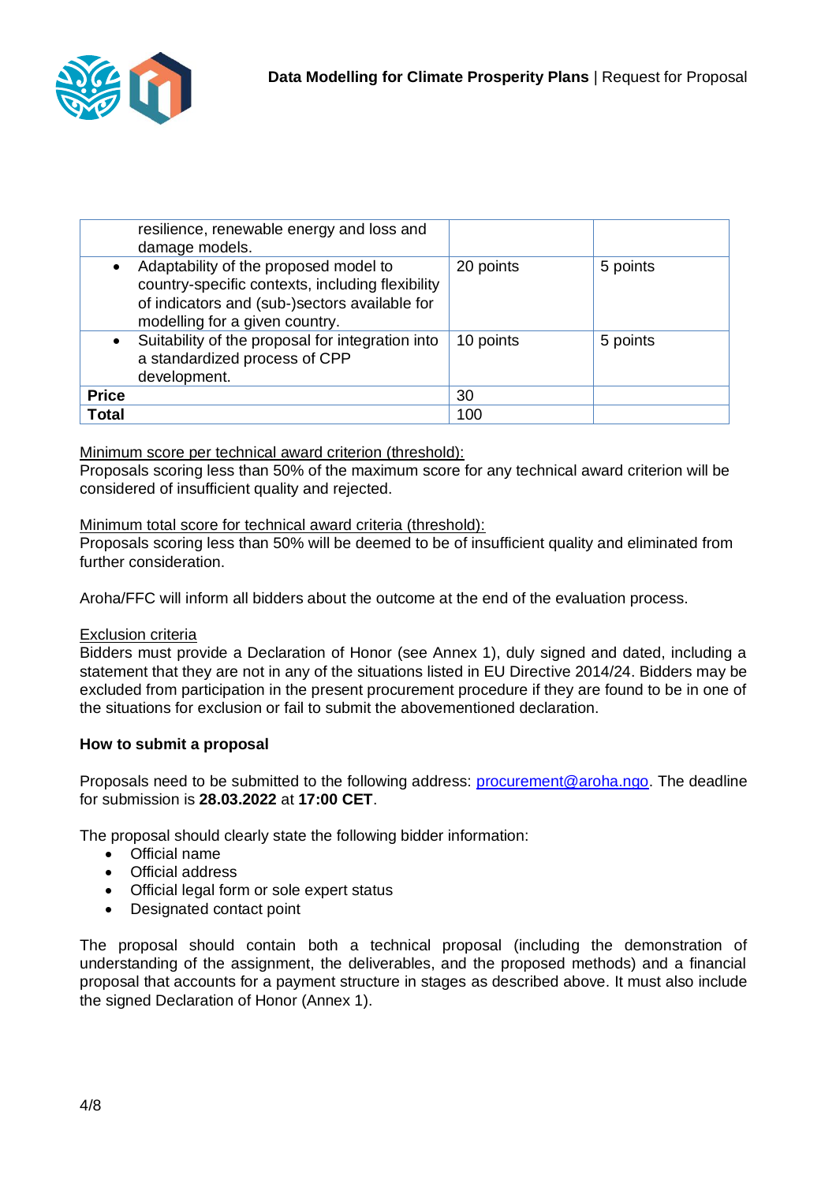| | | |
|---|---|---|
| resilience, renewable energy and loss and damage models. | | |
| • Adaptability of the proposed model to country-specific contexts, including flexibility of indicators and (sub-)sectors available for modelling for a given country. | 20 points | 5 points |
| • Suitability of the proposal for integration into a standardized process of CPP development. | 10 points | 5 points |
| **Price** | 30 | |
| **Total** | 100 | |

Minimum score per technical award criterion (threshold):
Proposals scoring less than 50% of the maximum score for any technical award criterion will be considered of insufficient quality and rejected.

Minimum total score for technical award criteria (threshold):
Proposals scoring less than 50% will be deemed to be of insufficient quality and eliminated from further consideration.

Aroha/FFC will inform all bidders about the outcome at the end of the evaluation process.

Exclusion criteria
Bidders must provide a Declaration of Honor (see Annex 1), duly signed and dated, including a statement that they are not in any of the situations listed in EU Directive 2014/24. Bidders may be excluded from participation in the present procurement procedure if they are found to be in one of the situations for exclusion or fail to submit the abovementioned declaration.

**How to submit a proposal**

Proposals need to be submitted to the following address: procurement@aroha.ngo. The deadline for submission is **28.03.2022** at **17:00 CET**.

The proposal should clearly state the following bidder information:

- Official name
- Official address
- Official legal form or sole expert status
- Designated contact point

The proposal should contain both a technical proposal (including the demonstration of understanding of the assignment, the deliverables, and the proposed methods) and a financial proposal that accounts for a payment structure in stages as described above. It must also include the signed Declaration of Honor (Annex 1).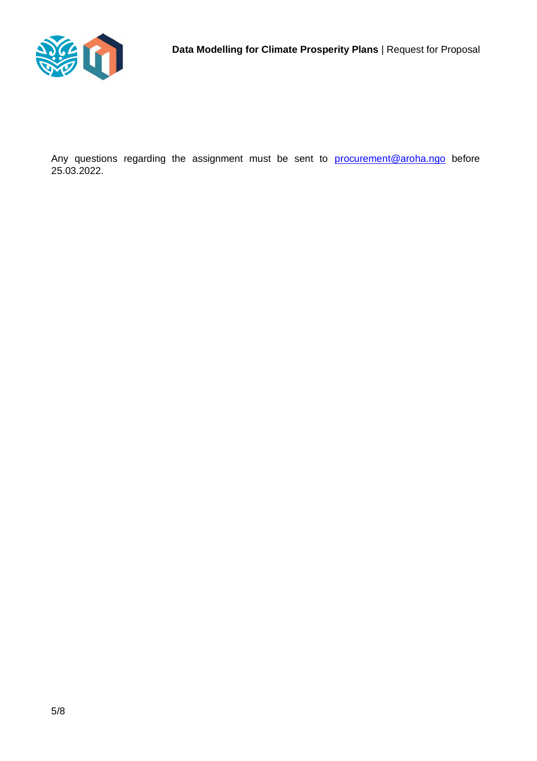Any questions regarding the assignment must be sent to procurement@aroha.ngo before 25.03.2022.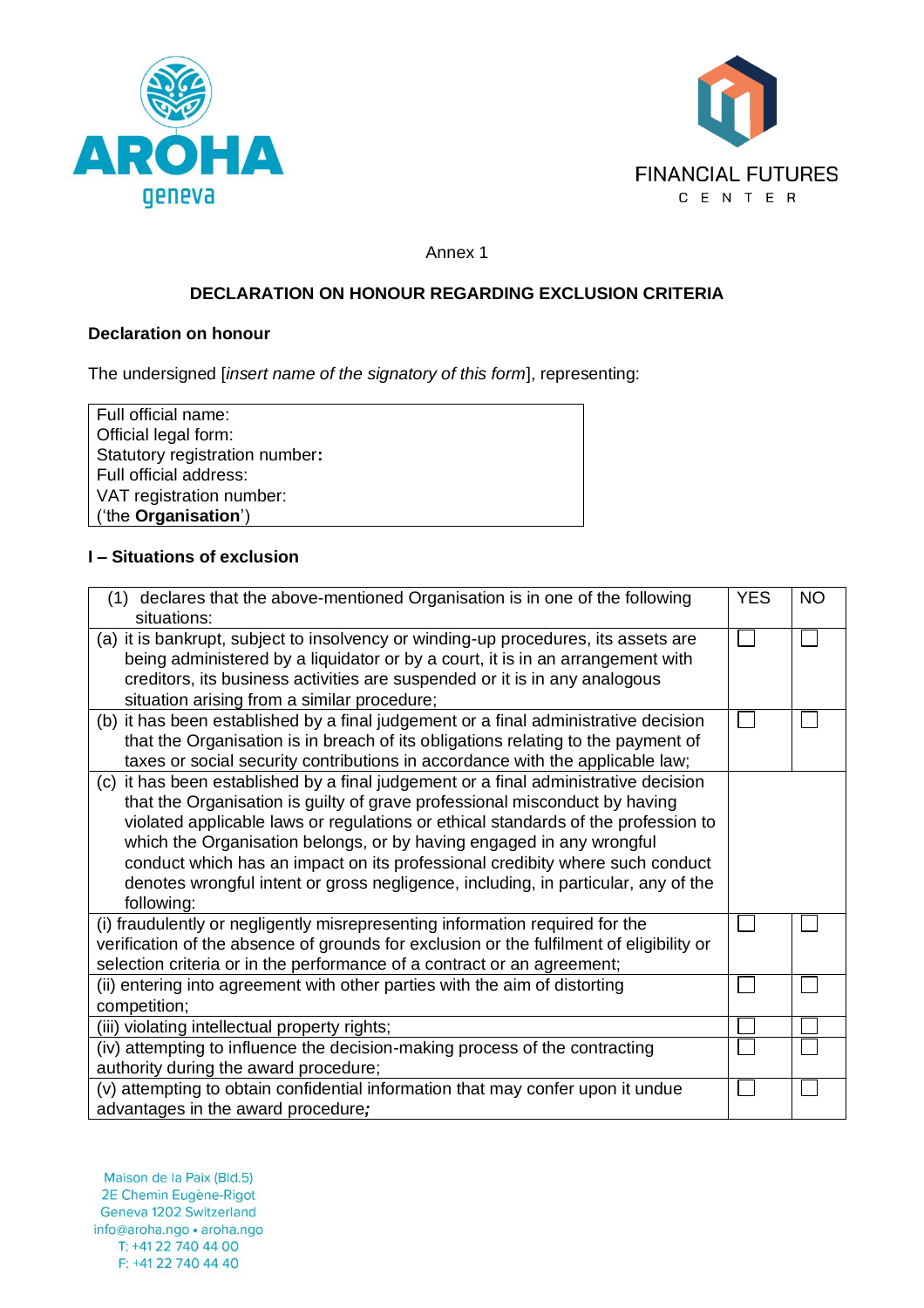Annex 1

**DECLARATION ON HONOUR REGARDING EXCLUSION CRITERIA**

**Declaration on honour**

The undersigned [*insert name of the signatory of this form*], representing:

| |
|---|
| Full official name: |
| Official legal form: |
| Statutory registration number**:** |
| Full official address: |
| VAT registration number: |
| ('the **Organisation**') |

**I – Situations of exclusion**

| (1) declares that the above-mentioned Organisation is in one of the following situations: | YES | NO |
|---|---|---|
| (a) it is bankrupt, subject to insolvency or winding-up procedures, its assets are being administered by a liquidator or by a court, it is in an arrangement with creditors, its business activities are suspended or it is in any analogous situation arising from a similar procedure; | ☐ | ☐ |
| (b) it has been established by a final judgement or a final administrative decision that the Organisation is in breach of its obligations relating to the payment of taxes or social security contributions in accordance with the applicable law; | ☐ | ☐ |
| (c) it has been established by a final judgement or a final administrative decision that the Organisation is guilty of grave professional misconduct by having violated applicable laws or regulations or ethical standards of the profession to which the Organisation belongs, or by having engaged in any wrongful conduct which has an impact on its professional credibility where such conduct denotes wrongful intent or gross negligence, including, in particular, any of the following: | | |
| (i) fraudulently or negligently misrepresenting information required for the verification of the absence of grounds for exclusion or the fulfilment of eligibility or selection criteria or in the performance of a contract or an agreement; | ☐ | ☐ |
| (ii) entering into agreement with other parties with the aim of distorting competition; | ☐ | ☐ |
| (iii) violating intellectual property rights; | ☐ | ☐ |
| (iv) attempting to influence the decision-making process of the contracting authority during the award procedure; | ☐ | ☐ |
| (v) attempting to obtain confidential information that may confer upon it undue advantages in the award procedure***;*** | ☐ | ☐ |

Maison de la Paix (Bld.5)
2E Chemin Eugène-Rigot
Geneva 1202 Switzerland
info@aroha.ngo • aroha.ngo
T: +41 22 740 44 00
F: +41 22 740 44 40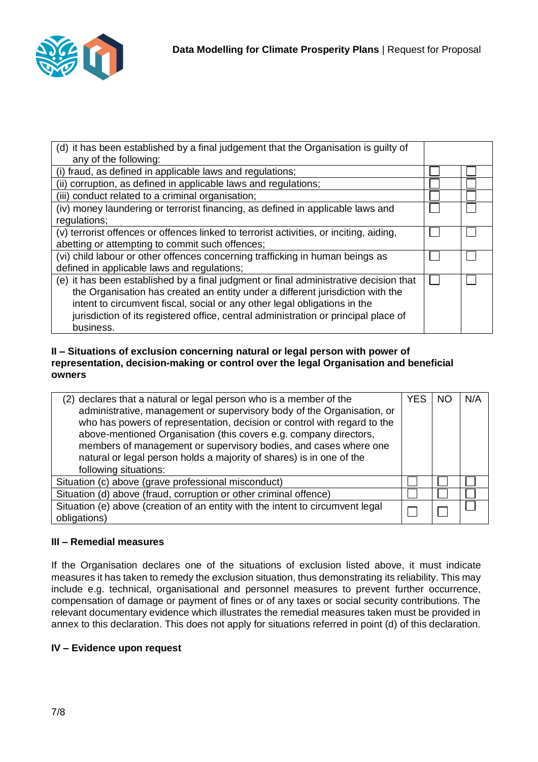| | | |
|---|---|---|
| (d) it has been established by a final judgement that the Organisation is guilty of any of the following: | | |
| (i) fraud, as defined in applicable laws and regulations; | ☐ | ☐ |
| (ii) corruption, as defined in applicable laws and regulations; | ☐ | ☐ |
| (iii) conduct related to a criminal organisation; | ☐ | ☐ |
| (iv) money laundering or terrorist financing, as defined in applicable laws and regulations; | ☐ | ☐ |
| (v) terrorist offences or offences linked to terrorist activities, or inciting, aiding, abetting or attempting to commit such offences; | ☐ | ☐ |
| (vi) child labour or other offences concerning trafficking in human beings as defined in applicable laws and regulations; | ☐ | ☐ |
| (e) it has been established by a final judgment or final administrative decision that the Organisation has created an entity under a different jurisdiction with the intent to circumvent fiscal, social or any other legal obligations in the jurisdiction of its registered office, central administration or principal place of business. | ☐ | ☐ |

**II – Situations of exclusion concerning natural or legal person with power of representation, decision-making or control over the legal Organisation and beneficial owners**

| (2) declares that a natural or legal person who is a member of the administrative, management or supervisory body of the Organisation, or who has powers of representation, decision or control with regard to the above-mentioned Organisation (this covers e.g. company directors, members of management or supervisory bodies, and cases where one natural or legal person holds a majority of shares) is in one of the following situations: | YES | NO | N/A |
|---|---|---|---|
| Situation (c) above (grave professional misconduct) | ☐ | ☐ | ☐ |
| Situation (d) above (fraud, corruption or other criminal offence) | ☐ | ☐ | ☐ |
| Situation (e) above (creation of an entity with the intent to circumvent legal obligations) | ☐ | ☐ | ☐ |

**III – Remedial measures**

If the Organisation declares one of the situations of exclusion listed above, it must indicate measures it has taken to remedy the exclusion situation, thus demonstrating its reliability. This may include e.g. technical, organisational and personnel measures to prevent further occurrence, compensation of damage or payment of fines or of any taxes or social security contributions. The relevant documentary evidence which illustrates the remedial measures taken must be provided in annex to this declaration. This does not apply for situations referred in point (d) of this declaration.

**IV – Evidence upon request**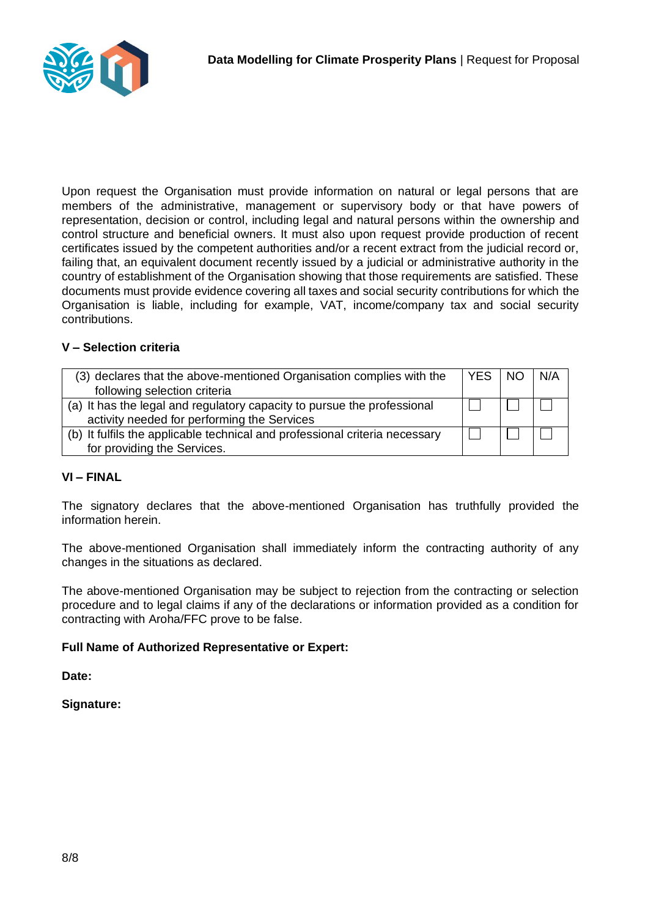Upon request the Organisation must provide information on natural or legal persons that are members of the administrative, management or supervisory body or that have powers of representation, decision or control, including legal and natural persons within the ownership and control structure and beneficial owners. It must also upon request provide production of recent certificates issued by the competent authorities and/or a recent extract from the judicial record or, failing that, an equivalent document recently issued by a judicial or administrative authority in the country of establishment of the Organisation showing that those requirements are satisfied. These documents must provide evidence covering all taxes and social security contributions for which the Organisation is liable, including for example, VAT, income/company tax and social security contributions.

**V – Selection criteria**

| (3) declares that the above-mentioned Organisation complies with the following selection criteria | YES | NO | N/A |
|---|---|---|---|
| (a) It has the legal and regulatory capacity to pursue the professional activity needed for performing the Services | ☐ | ☐ | ☐ |
| (b) It fulfils the applicable technical and professional criteria necessary for providing the Services. | ☐ | ☐ | ☐ |

**VI – FINAL**

The signatory declares that the above-mentioned Organisation has truthfully provided the information herein.

The above-mentioned Organisation shall immediately inform the contracting authority of any changes in the situations as declared.

The above-mentioned Organisation may be subject to rejection from the contracting or selection procedure and to legal claims if any of the declarations or information provided as a condition for contracting with Aroha/FFC prove to be false.

**Full Name of Authorized Representative or Expert:**

**Date:**

**Signature:**